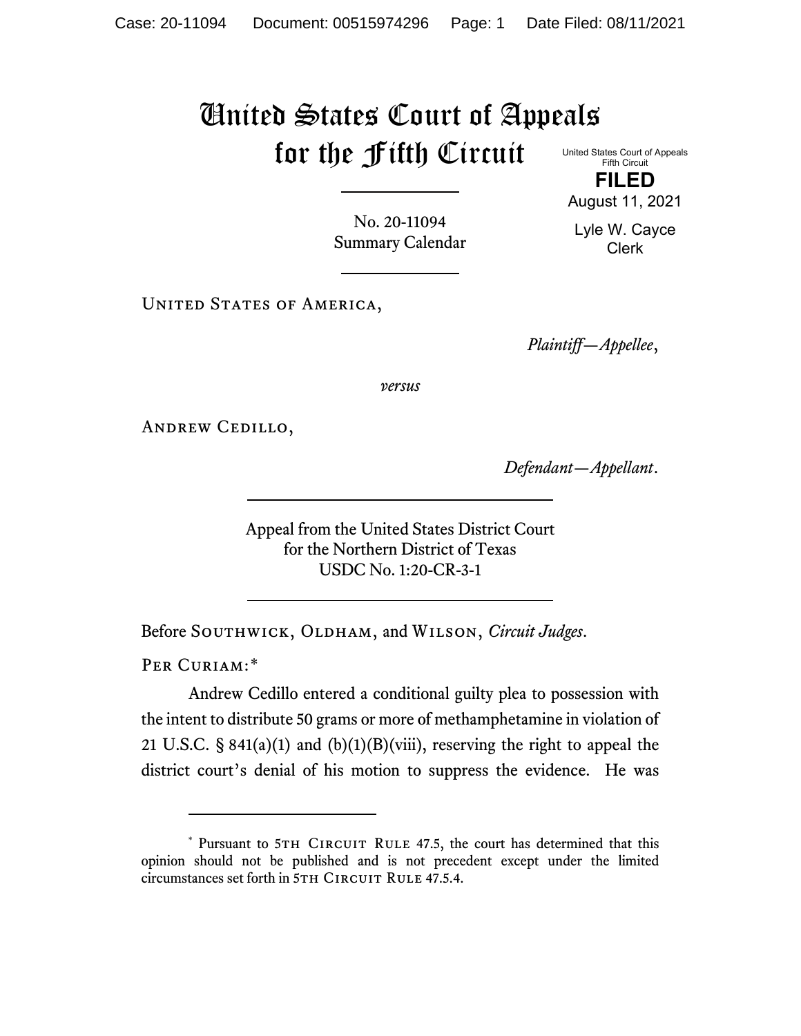# United States Court of Appeals for the Fifth Circuit

United States Court of Appeals
Fifth Circuit

**FILED**

August 11, 2021

Lyle W. Cayce
Clerk

No. 20-11094
Summary Calendar

United States of America,

*Plaintiff—Appellee*,

*versus*

Andrew Cedillo,

*Defendant—Appellant*.

Appeal from the United States District Court
for the Northern District of Texas
USDC No. 1:20-CR-3-1

Before Southwick, Oldham, and Wilson, *Circuit Judges*.

Per Curiam:*

Andrew Cedillo entered a conditional guilty plea to possession with the intent to distribute 50 grams or more of methamphetamine in violation of 21 U.S.C. § 841(a)(1) and (b)(1)(B)(viii), reserving the right to appeal the district court's denial of his motion to suppress the evidence. He was

---

* Pursuant to 5th Circuit Rule 47.5, the court has determined that this opinion should not be published and is not precedent except under the limited circumstances set forth in 5th Circuit Rule 47.5.4.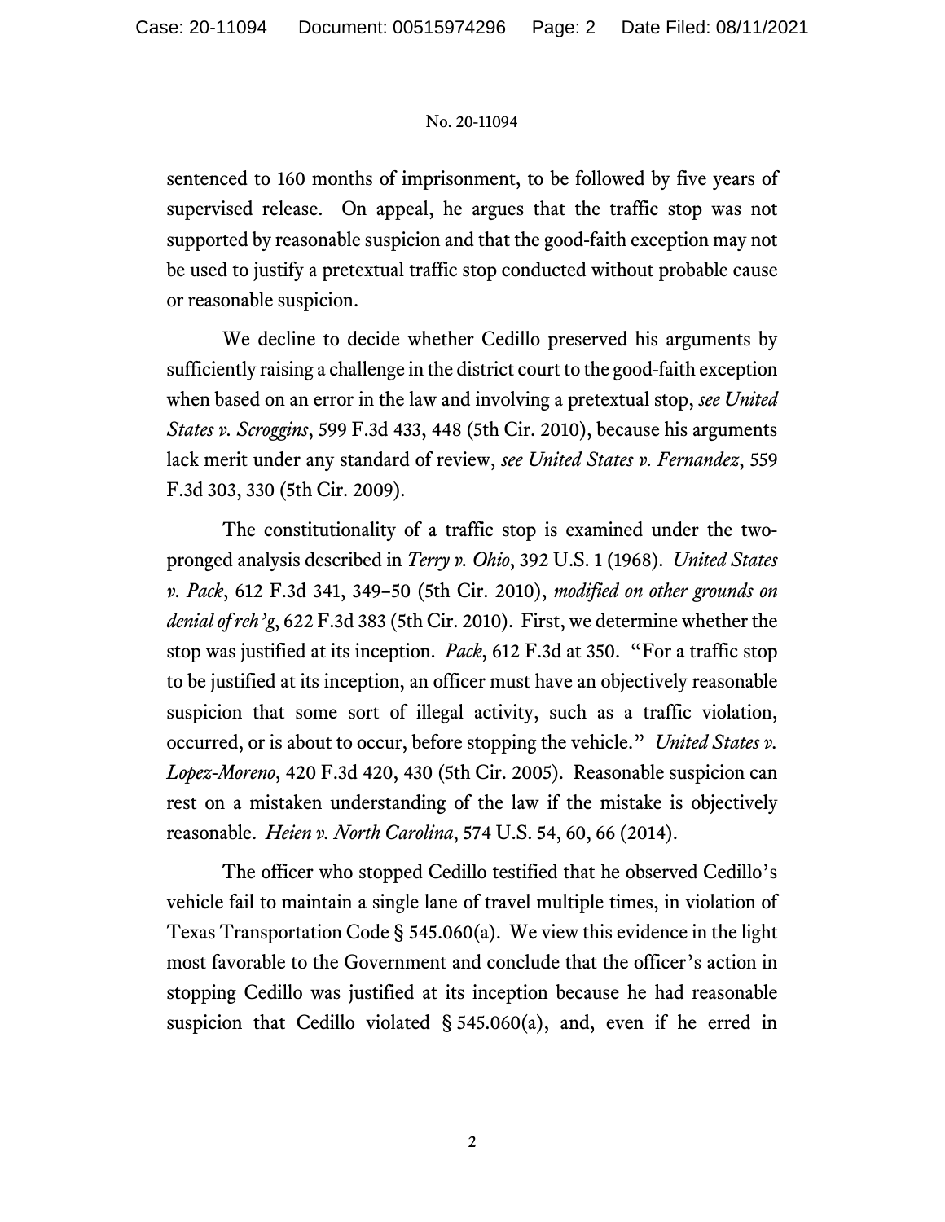sentenced to 160 months of imprisonment, to be followed by five years of supervised release. On appeal, he argues that the traffic stop was not supported by reasonable suspicion and that the good-faith exception may not be used to justify a pretextual traffic stop conducted without probable cause or reasonable suspicion.

We decline to decide whether Cedillo preserved his arguments by sufficiently raising a challenge in the district court to the good-faith exception when based on an error in the law and involving a pretextual stop, *see United States v. Scroggins*, 599 F.3d 433, 448 (5th Cir. 2010), because his arguments lack merit under any standard of review, *see United States v. Fernandez*, 559 F.3d 303, 330 (5th Cir. 2009).

The constitutionality of a traffic stop is examined under the two-pronged analysis described in *Terry v. Ohio*, 392 U.S. 1 (1968). *United States v. Pack*, 612 F.3d 341, 349–50 (5th Cir. 2010), *modified on other grounds on denial of reh'g*, 622 F.3d 383 (5th Cir. 2010). First, we determine whether the stop was justified at its inception. *Pack*, 612 F.3d at 350. "For a traffic stop to be justified at its inception, an officer must have an objectively reasonable suspicion that some sort of illegal activity, such as a traffic violation, occurred, or is about to occur, before stopping the vehicle." *United States v. Lopez-Moreno*, 420 F.3d 420, 430 (5th Cir. 2005). Reasonable suspicion can rest on a mistaken understanding of the law if the mistake is objectively reasonable. *Heien v. North Carolina*, 574 U.S. 54, 60, 66 (2014).

The officer who stopped Cedillo testified that he observed Cedillo's vehicle fail to maintain a single lane of travel multiple times, in violation of Texas Transportation Code § 545.060(a). We view this evidence in the light most favorable to the Government and conclude that the officer's action in stopping Cedillo was justified at its inception because he had reasonable suspicion that Cedillo violated § 545.060(a), and, even if he erred in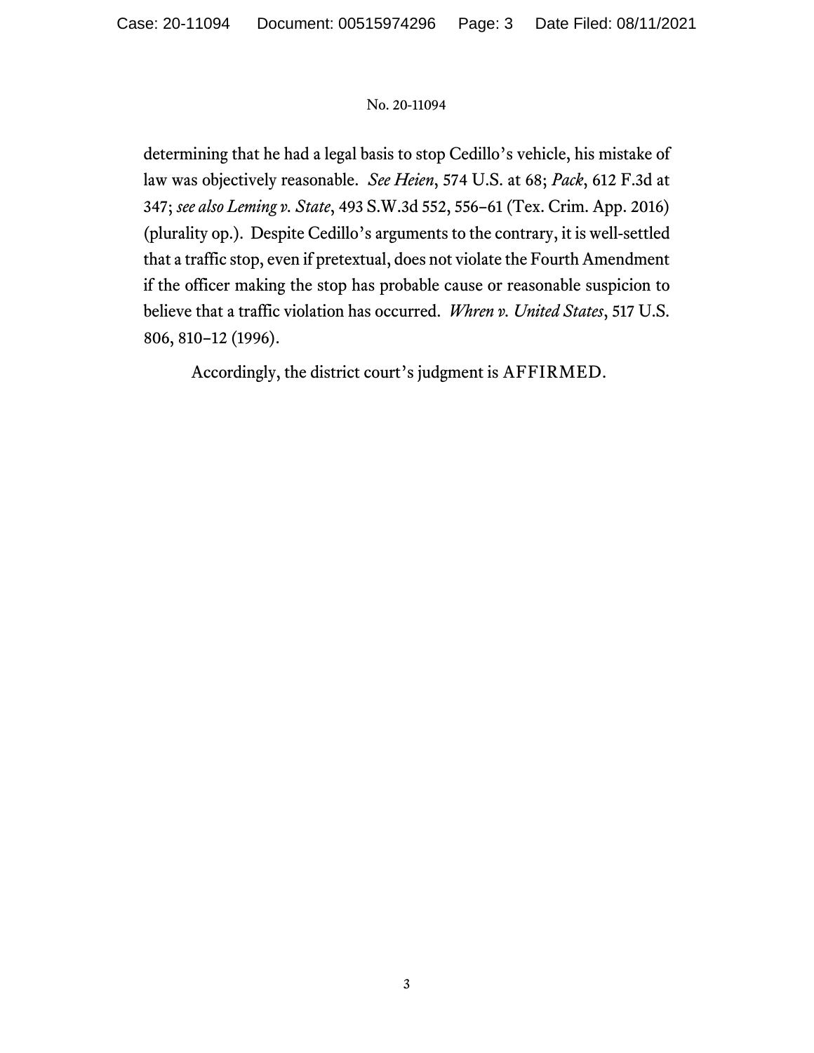determining that he had a legal basis to stop Cedillo's vehicle, his mistake of law was objectively reasonable. *See Heien*, 574 U.S. at 68; *Pack*, 612 F.3d at 347; *see also Leming v. State*, 493 S.W.3d 552, 556–61 (Tex. Crim. App. 2016) (plurality op.). Despite Cedillo's arguments to the contrary, it is well-settled that a traffic stop, even if pretextual, does not violate the Fourth Amendment if the officer making the stop has probable cause or reasonable suspicion to believe that a traffic violation has occurred. *Whren v. United States*, 517 U.S. 806, 810–12 (1996).

Accordingly, the district court's judgment is AFFIRMED.